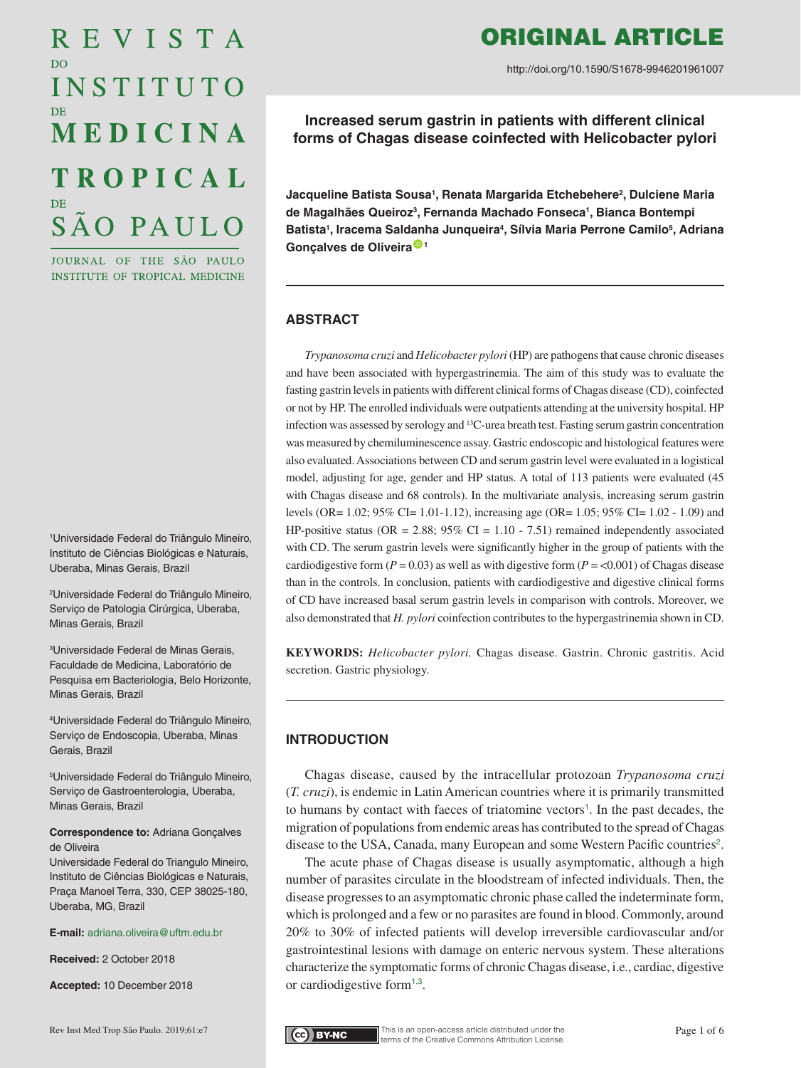ORIGINAL ARTICLE

http://doi.org/10.1590/S1678-9946201961007

# Increased serum gastrin in patients with different clinical forms of Chagas disease coinfected with Helicobacter pylori

**Jacqueline Batista Sousa[1], Renata Margarida Etchebehere[2], Dulciene Maria de Magalhães Queiroz[3], Fernanda Machado Fonseca[1], Bianca Bontempi Batista[1], Iracema Saldanha Junqueira[4], Sílvia Maria Perrone Camilo[5], Adriana Gonçalves de Oliveira[1]**

## ABSTRACT

*Trypanosoma cruzi* and *Helicobacter pylori* (HP) are pathogens that cause chronic diseases and have been associated with hypergastrinemia. The aim of this study was to evaluate the fasting gastrin levels in patients with different clinical forms of Chagas disease (CD), coinfected or not by HP. The enrolled individuals were outpatients attending at the university hospital. HP infection was assessed by serology and $^{13}C$-urea breath test. Fasting serum gastrin concentration was measured by chemiluminescence assay. Gastric endoscopic and histological features were also evaluated. Associations between CD and serum gastrin level were evaluated in a logistical model, adjusting for age, gender and HP status. A total of 113 patients were evaluated (45 with Chagas disease and 68 controls). In the multivariate analysis, increasing serum gastrin levels (OR= 1.02; 95% CI= 1.01-1.12), increasing age (OR= 1.05; 95% CI= 1.02 - 1.09) and HP-positive status (OR = 2.88; 95% CI = 1.10 - 7.51) remained independently associated with CD. The serum gastrin levels were significantly higher in the group of patients with the cardiodigestive form ($P = 0.03$) as well as with digestive form ($P = <0.001$) of Chagas disease than in the controls. In conclusion, patients with cardiodigestive and digestive clinical forms of CD have increased basal serum gastrin levels in comparison with controls. Moreover, we also demonstrated that *H. pylori* coinfection contributes to the hypergastrinemia shown in CD.

**KEYWORDS:** *Helicobacter pylori.* Chagas disease. Gastrin. Chronic gastritis. Acid secretion. Gastric physiology.

[1]Universidade Federal do Triângulo Mineiro, Instituto de Ciências Biológicas e Naturais, Uberaba, Minas Gerais, Brazil

[2]Universidade Federal do Triângulo Mineiro, Serviço de Patologia Cirúrgica, Uberaba, Minas Gerais, Brazil

[3]Universidade Federal de Minas Gerais, Faculdade de Medicina, Laboratório de Pesquisa em Bacteriologia, Belo Horizonte, Minas Gerais, Brazil

[4]Universidade Federal do Triângulo Mineiro, Serviço de Endoscopia, Uberaba, Minas Gerais, Brazil

[5]Universidade Federal do Triângulo Mineiro, Serviço de Gastroenterologia, Uberaba, Minas Gerais, Brazil

**Correspondence to:** Adriana Gonçalves de Oliveira
Universidade Federal do Triangulo Mineiro, Instituto de Ciências Biológicas e Naturais, Praça Manoel Terra, 330, CEP 38025-180, Uberaba, MG, Brazil

**E-mail:** adriana.oliveira@uftm.edu.br

**Received:** 2 October 2018

**Accepted:** 10 December 2018

## INTRODUCTION

Chagas disease, caused by the intracellular protozoan *Trypanosoma cruzi* (*T. cruzi*), is endemic in Latin American countries where it is primarily transmitted to humans by contact with faeces of triatomine vectors[1]. In the past decades, the migration of populations from endemic areas has contributed to the spread of Chagas disease to the USA, Canada, many European and some Western Pacific countries[2].

The acute phase of Chagas disease is usually asymptomatic, although a high number of parasites circulate in the bloodstream of infected individuals. Then, the disease progresses to an asymptomatic chronic phase called the indeterminate form, which is prolonged and a few or no parasites are found in blood. Commonly, around 20% to 30% of infected patients will develop irreversible cardiovascular and/or gastrointestinal lesions with damage on enteric nervous system. These alterations characterize the symptomatic forms of chronic Chagas disease, i.e., cardiac, digestive or cardiodigestive form[1,3].

This is an open-access article distributed under the terms of the Creative Commons Attribution License.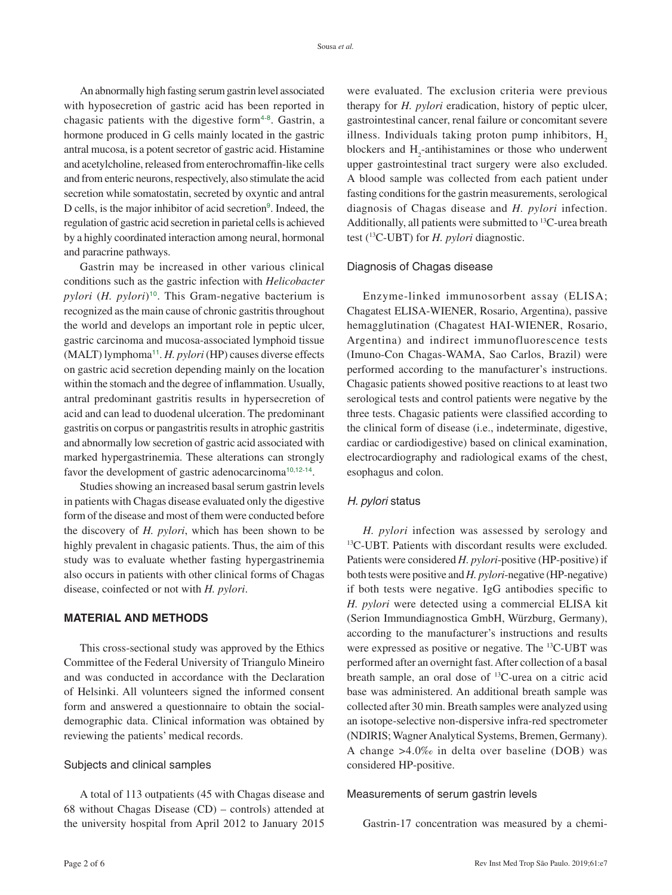An abnormally high fasting serum gastrin level associated with hyposecretion of gastric acid has been reported in chagasic patients with the digestive form[4-8]. Gastrin, a hormone produced in G cells mainly located in the gastric antral mucosa, is a potent secretor of gastric acid. Histamine and acetylcholine, released from enterochromaffin-like cells and from enteric neurons, respectively, also stimulate the acid secretion while somatostatin, secreted by oxyntic and antral D cells, is the major inhibitor of acid secretion[9]. Indeed, the regulation of gastric acid secretion in parietal cells is achieved by a highly coordinated interaction among neural, hormonal and paracrine pathways.

Gastrin may be increased in other various clinical conditions such as the gastric infection with *Helicobacter pylori* (*H. pylori*)[10]. This Gram-negative bacterium is recognized as the main cause of chronic gastritis throughout the world and develops an important role in peptic ulcer, gastric carcinoma and mucosa-associated lymphoid tissue (MALT) lymphoma[11]. *H. pylori* (HP) causes diverse effects on gastric acid secretion depending mainly on the location within the stomach and the degree of inflammation. Usually, antral predominant gastritis results in hypersecretion of acid and can lead to duodenal ulceration. The predominant gastritis on corpus or pangastritis results in atrophic gastritis and abnormally low secretion of gastric acid associated with marked hypergastrinemia. These alterations can strongly favor the development of gastric adenocarcinoma[10,12-14].

Studies showing an increased basal serum gastrin levels in patients with Chagas disease evaluated only the digestive form of the disease and most of them were conducted before the discovery of *H. pylori*, which has been shown to be highly prevalent in chagasic patients. Thus, the aim of this study was to evaluate whether fasting hypergastrinemia also occurs in patients with other clinical forms of Chagas disease, coinfected or not with *H. pylori*.

## MATERIAL AND METHODS

This cross-sectional study was approved by the Ethics Committee of the Federal University of Triangulo Mineiro and was conducted in accordance with the Declaration of Helsinki. All volunteers signed the informed consent form and answered a questionnaire to obtain the social-demographic data. Clinical information was obtained by reviewing the patients' medical records.

### Subjects and clinical samples

A total of 113 outpatients (45 with Chagas disease and 68 without Chagas Disease (CD) – controls) attended at the university hospital from April 2012 to January 2015 were evaluated. The exclusion criteria were previous therapy for *H. pylori* eradication, history of peptic ulcer, gastrointestinal cancer, renal failure or concomitant severe illness. Individuals taking proton pump inhibitors, $H_2$ blockers and $H_2$-antihistamines or those who underwent upper gastrointestinal tract surgery were also excluded. A blood sample was collected from each patient under fasting conditions for the gastrin measurements, serological diagnosis of Chagas disease and *H. pylori* infection. Additionally, all patients were submitted to $^{13}$C-urea breath test ($^{13}$C-UBT) for *H. pylori* diagnostic.

### Diagnosis of Chagas disease

Enzyme-linked immunosorbent assay (ELISA; Chagatest ELISA-WIENER, Rosario, Argentina), passive hemagglutination (Chagatest HAI-WIENER, Rosario, Argentina) and indirect immunofluorescence tests (Imuno-Con Chagas-WAMA, Sao Carlos, Brazil) were performed according to the manufacturer's instructions. Chagasic patients showed positive reactions to at least two serological tests and control patients were negative by the three tests. Chagasic patients were classified according to the clinical form of disease (i.e., indeterminate, digestive, cardiac or cardiodigestive) based on clinical examination, electrocardiography and radiological exams of the chest, esophagus and colon.

### *H. pylori* status

*H. pylori* infection was assessed by serology and $^{13}$C-UBT. Patients with discordant results were excluded. Patients were considered *H. pylori*-positive (HP-positive) if both tests were positive and *H. pylori*-negative (HP-negative) if both tests were negative. IgG antibodies specific to *H. pylori* were detected using a commercial ELISA kit (Serion Immundiagnostica GmbH, Würzburg, Germany), according to the manufacturer's instructions and results were expressed as positive or negative. The $^{13}$C-UBT was performed after an overnight fast. After collection of a basal breath sample, an oral dose of $^{13}$C-urea on a citric acid base was administered. An additional breath sample was collected after 30 min. Breath samples were analyzed using an isotope-selective non-dispersive infra-red spectrometer (NDIRIS; Wagner Analytical Systems, Bremen, Germany). A change >4.0‰ in delta over baseline (DOB) was considered HP-positive.

### Measurements of serum gastrin levels

Gastrin-17 concentration was measured by a chemi-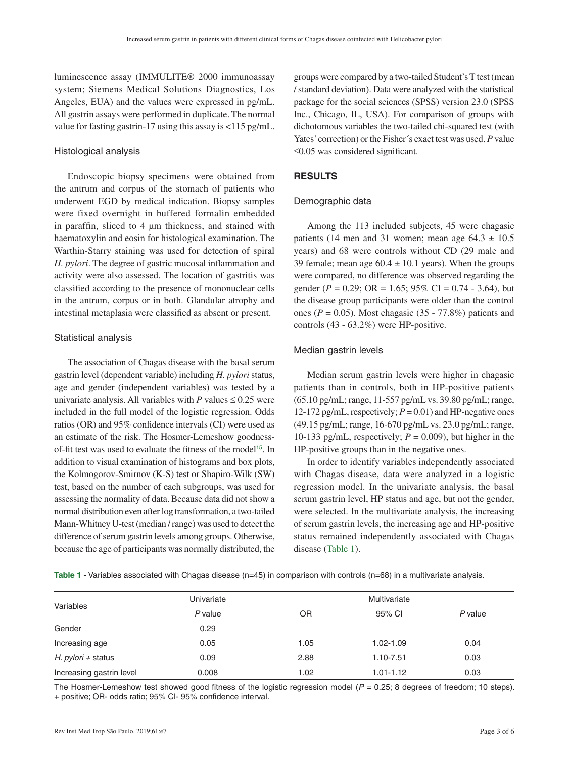luminescence assay (IMMULITE® 2000 immunoassay system; Siemens Medical Solutions Diagnostics, Los Angeles, EUA) and the values were expressed in pg/mL. All gastrin assays were performed in duplicate. The normal value for fasting gastrin-17 using this assay is <115 pg/mL.

### Histological analysis

Endoscopic biopsy specimens were obtained from the antrum and corpus of the stomach of patients who underwent EGD by medical indication. Biopsy samples were fixed overnight in buffered formalin embedded in paraffin, sliced to 4 µm thickness, and stained with haematoxylin and eosin for histological examination. The Warthin-Starry staining was used for detection of spiral *H. pylori*. The degree of gastric mucosal inflammation and activity were also assessed. The location of gastritis was classified according to the presence of mononuclear cells in the antrum, corpus or in both. Glandular atrophy and intestinal metaplasia were classified as absent or present.

### Statistical analysis

The association of Chagas disease with the basal serum gastrin level (dependent variable) including *H. pylori* status, age and gender (independent variables) was tested by a univariate analysis. All variables with *P* values ≤ 0.25 were included in the full model of the logistic regression. Odds ratios (OR) and 95% confidence intervals (CI) were used as an estimate of the risk. The Hosmer-Lemeshow goodness-of-fit test was used to evaluate the fitness of the model[15]. In addition to visual examination of histograms and box plots, the Kolmogorov-Smirnov (K-S) test or Shapiro-Wilk (SW) test, based on the number of each subgroups, was used for assessing the normality of data. Because data did not show a normal distribution even after log transformation, a two-tailed Mann-Whitney U-test (median / range) was used to detect the difference of serum gastrin levels among groups. Otherwise, because the age of participants was normally distributed, the groups were compared by a two-tailed Student's T test (mean / standard deviation). Data were analyzed with the statistical package for the social sciences (SPSS) version 23.0 (SPSS Inc., Chicago, IL, USA). For comparison of groups with dichotomous variables the two-tailed chi-squared test (with Yates' correction) or the Fisher´s exact test was used. *P* value ≤0.05 was considered significant.

## RESULTS

### Demographic data

Among the 113 included subjects, 45 were chagasic patients (14 men and 31 women; mean age 64.3 ± 10.5 years) and 68 were controls without CD (29 male and 39 female; mean age 60.4 ± 10.1 years). When the groups were compared, no difference was observed regarding the gender (*P* = 0.29; OR = 1.65; 95% CI = 0.74 - 3.64), but the disease group participants were older than the control ones (*P* = 0.05). Most chagasic (35 - 77.8%) patients and controls (43 - 63.2%) were HP-positive.

### Median gastrin levels

Median serum gastrin levels were higher in chagasic patients than in controls, both in HP-positive patients (65.10 pg/mL; range, 11-557 pg/mL vs. 39.80 pg/mL; range, 12-172 pg/mL, respectively; *P* = 0.01) and HP-negative ones (49.15 pg/mL; range, 16-670 pg/mL vs. 23.0 pg/mL; range, 10-133 pg/mL, respectively; *P* = 0.009), but higher in the HP-positive groups than in the negative ones.

In order to identify variables independently associated with Chagas disease, data were analyzed in a logistic regression model. In the univariate analysis, the basal serum gastrin level, HP status and age, but not the gender, were selected. In the multivariate analysis, the increasing of serum gastrin levels, the increasing age and HP-positive status remained independently associated with Chagas disease (Table 1).

**Table 1 -** Variables associated with Chagas disease (n=45) in comparison with controls (n=68) in a multivariate analysis.

| Variables | Univariate | Multivariate | | |
|---|---|---|---|---|
| | *P* value | OR | 95% CI | *P* value |
| Gender | 0.29 | | | |
| Increasing age | 0.05 | 1.05 | 1.02-1.09 | 0.04 |
| *H. pylori* + status | 0.09 | 2.88 | 1.10-7.51 | 0.03 |
| Increasing gastrin level | 0.008 | 1.02 | 1.01-1.12 | 0.03 |

The Hosmer-Lemeshow test showed good fitness of the logistic regression model (*P* = 0.25; 8 degrees of freedom; 10 steps). + positive; OR- odds ratio; 95% CI- 95% confidence interval.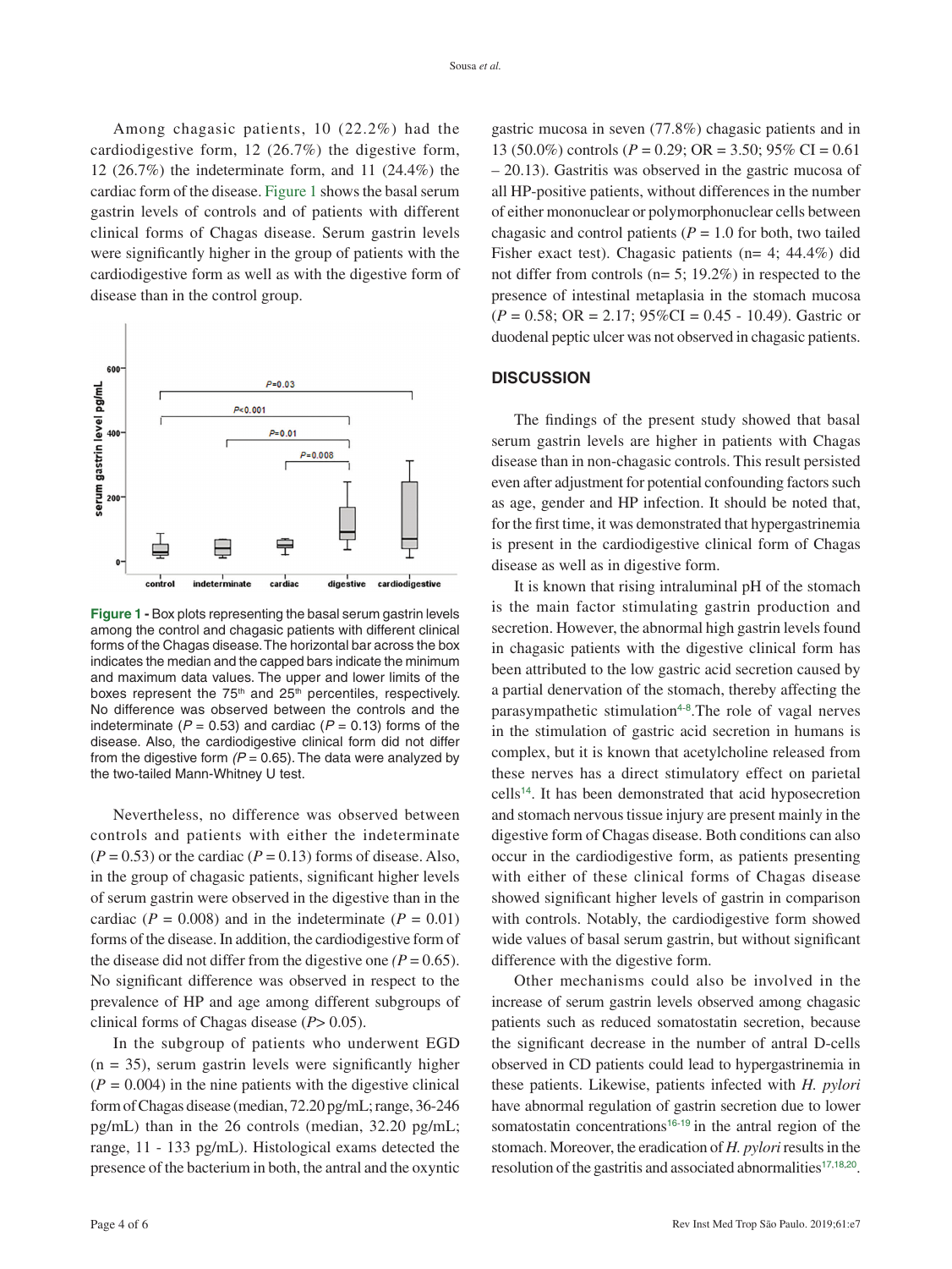Among chagasic patients, 10 (22.2%) had the cardiodigestive form, 12 (26.7%) the digestive form, 12 (26.7%) the indeterminate form, and 11 (24.4%) the cardiac form of the disease. Figure 1 shows the basal serum gastrin levels of controls and of patients with different clinical forms of Chagas disease. Serum gastrin levels were significantly higher in the group of patients with the cardiodigestive form as well as with the digestive form of disease than in the control group.

P=0.03
P<0.001
P=0.01
P=0.008
serum gastrin level pg/mL
600
400
200
0
control
indeterminate
cardiac
digestive
cardiodigestive

**Figure 1 -** Box plots representing the basal serum gastrin levels among the control and chagasic patients with different clinical forms of the Chagas disease. The horizontal bar across the box indicates the median and the capped bars indicate the minimum and maximum data values. The upper and lower limits of the boxes represent the 75th and 25th percentiles, respectively. No difference was observed between the controls and the indeterminate ($P = 0.53$) and cardiac ($P = 0.13$) forms of the disease. Also, the cardiodigestive clinical form did not differ from the digestive form ($P = 0.65$). The data were analyzed by the two-tailed Mann-Whitney U test.

Nevertheless, no difference was observed between controls and patients with either the indeterminate ($P = 0.53$) or the cardiac ($P = 0.13$) forms of disease. Also, in the group of chagasic patients, significant higher levels of serum gastrin were observed in the digestive than in the cardiac ($P = 0.008$) and in the indeterminate ($P = 0.01$) forms of the disease. In addition, the cardiodigestive form of the disease did not differ from the digestive one ($P = 0.65$). No significant difference was observed in respect to the prevalence of HP and age among different subgroups of clinical forms of Chagas disease ($P > 0.05$).

In the subgroup of patients who underwent EGD (n = 35), serum gastrin levels were significantly higher ($P = 0.004$) in the nine patients with the digestive clinical form of Chagas disease (median, 72.20 pg/mL; range, 36-246 pg/mL) than in the 26 controls (median, 32.20 pg/mL; range, 11 - 133 pg/mL). Histological exams detected the presence of the bacterium in both, the antral and the oxyntic gastric mucosa in seven (77.8%) chagasic patients and in 13 (50.0%) controls ($P = 0.29$; OR = 3.50; 95% CI = 0.61 – 20.13). Gastritis was observed in the gastric mucosa of all HP-positive patients, without differences in the number of either mononuclear or polymorphonuclear cells between chagasic and control patients ($P = 1.0$ for both, two tailed Fisher exact test). Chagasic patients (n= 4; 44.4%) did not differ from controls (n= 5; 19.2%) in respected to the presence of intestinal metaplasia in the stomach mucosa ($P = 0.58$; OR = 2.17; 95%CI = 0.45 - 10.49). Gastric or duodenal peptic ulcer was not observed in chagasic patients.

## DISCUSSION

The findings of the present study showed that basal serum gastrin levels are higher in patients with Chagas disease than in non-chagasic controls. This result persisted even after adjustment for potential confounding factors such as age, gender and HP infection. It should be noted that, for the first time, it was demonstrated that hypergastrinemia is present in the cardiodigestive clinical form of Chagas disease as well as in digestive form.

It is known that rising intraluminal pH of the stomach is the main factor stimulating gastrin production and secretion. However, the abnormal high gastrin levels found in chagasic patients with the digestive clinical form has been attributed to the low gastric acid secretion caused by a partial denervation of the stomach, thereby affecting the parasympathetic stimulation[4-8].The role of vagal nerves in the stimulation of gastric acid secretion in humans is complex, but it is known that acetylcholine released from these nerves has a direct stimulatory effect on parietal cells[14]. It has been demonstrated that acid hyposecretion and stomach nervous tissue injury are present mainly in the digestive form of Chagas disease. Both conditions can also occur in the cardiodigestive form, as patients presenting with either of these clinical forms of Chagas disease showed significant higher levels of gastrin in comparison with controls. Notably, the cardiodigestive form showed wide values of basal serum gastrin, but without significant difference with the digestive form.

Other mechanisms could also be involved in the increase of serum gastrin levels observed among chagasic patients such as reduced somatostatin secretion, because the significant decrease in the number of antral D-cells observed in CD patients could lead to hypergastrinemia in these patients. Likewise, patients infected with *H. pylori* have abnormal regulation of gastrin secretion due to lower somatostatin concentrations[16-19] in the antral region of the stomach. Moreover, the eradication of *H. pylori* results in the resolution of the gastritis and associated abnormalities[17,18,20].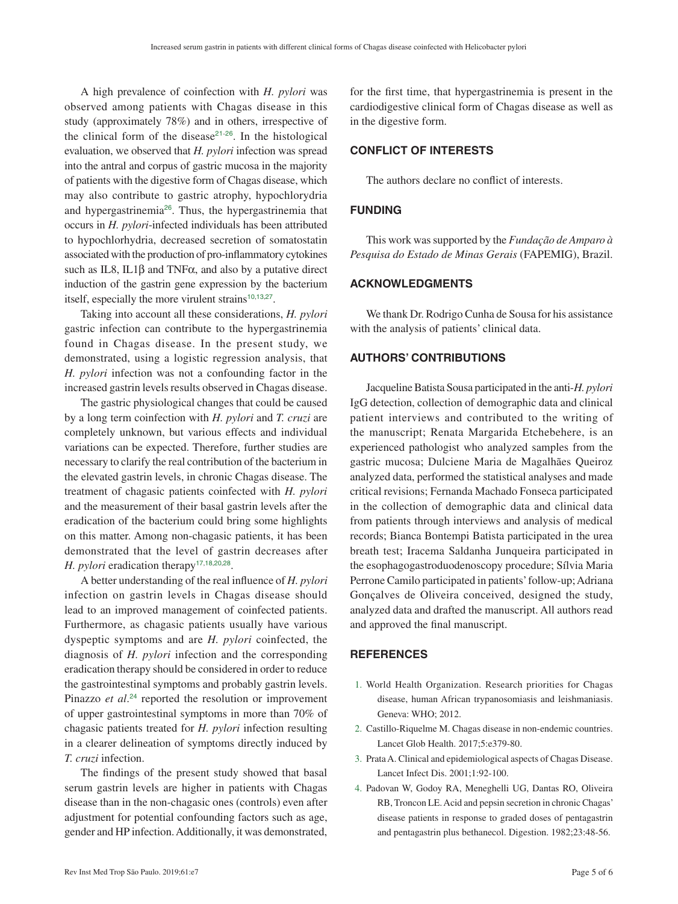A high prevalence of coinfection with *H. pylori* was observed among patients with Chagas disease in this study (approximately 78%) and in others, irrespective of the clinical form of the disease[21-26]. In the histological evaluation, we observed that *H. pylori* infection was spread into the antral and corpus of gastric mucosa in the majority of patients with the digestive form of Chagas disease, which may also contribute to gastric atrophy, hypochlorydria and hypergastrinemia[26]. Thus, the hypergastrinemia that occurs in *H. pylori*-infected individuals has been attributed to hypochlorhydria, decreased secretion of somatostatin associated with the production of pro-inflammatory cytokines such as IL8, IL1β and TNFα, and also by a putative direct induction of the gastrin gene expression by the bacterium itself, especially the more virulent strains[10,13,27].

Taking into account all these considerations, *H. pylori* gastric infection can contribute to the hypergastrinemia found in Chagas disease. In the present study, we demonstrated, using a logistic regression analysis, that *H. pylori* infection was not a confounding factor in the increased gastrin levels results observed in Chagas disease.

The gastric physiological changes that could be caused by a long term coinfection with *H. pylori* and *T. cruzi* are completely unknown, but various effects and individual variations can be expected. Therefore, further studies are necessary to clarify the real contribution of the bacterium in the elevated gastrin levels, in chronic Chagas disease. The treatment of chagasic patients coinfected with *H. pylori* and the measurement of their basal gastrin levels after the eradication of the bacterium could bring some highlights on this matter. Among non-chagasic patients, it has been demonstrated that the level of gastrin decreases after *H. pylori* eradication therapy[17,18,20,28].

A better understanding of the real influence of *H. pylori* infection on gastrin levels in Chagas disease should lead to an improved management of coinfected patients. Furthermore, as chagasic patients usually have various dyspeptic symptoms and are *H. pylori* coinfected, the diagnosis of *H. pylori* infection and the corresponding eradication therapy should be considered in order to reduce the gastrointestinal symptoms and probably gastrin levels. Pinazzo *et al*.[24] reported the resolution or improvement of upper gastrointestinal symptoms in more than 70% of chagasic patients treated for *H. pylori* infection resulting in a clearer delineation of symptoms directly induced by *T. cruzi* infection.

The findings of the present study showed that basal serum gastrin levels are higher in patients with Chagas disease than in the non-chagasic ones (controls) even after adjustment for potential confounding factors such as age, gender and HP infection. Additionally, it was demonstrated, for the first time, that hypergastrinemia is present in the cardiodigestive clinical form of Chagas disease as well as in the digestive form.

## CONFLICT OF INTERESTS

The authors declare no conflict of interests.

## FUNDING

This work was supported by the *Fundação de Amparo à Pesquisa do Estado de Minas Gerais* (FAPEMIG), Brazil.

## ACKNOWLEDGMENTS

We thank Dr. Rodrigo Cunha de Sousa for his assistance with the analysis of patients' clinical data.

## AUTHORS' CONTRIBUTIONS

Jacqueline Batista Sousa participated in the anti-*H. pylori* IgG detection, collection of demographic data and clinical patient interviews and contributed to the writing of the manuscript; Renata Margarida Etchebehere, is an experienced pathologist who analyzed samples from the gastric mucosa; Dulciene Maria de Magalhães Queiroz analyzed data, performed the statistical analyses and made critical revisions; Fernanda Machado Fonseca participated in the collection of demographic data and clinical data from patients through interviews and analysis of medical records; Bianca Bontempi Batista participated in the urea breath test; Iracema Saldanha Junqueira participated in the esophagogastroduodenoscopy procedure; Sílvia Maria Perrone Camilo participated in patients' follow-up; Adriana Gonçalves de Oliveira conceived, designed the study, analyzed data and drafted the manuscript. All authors read and approved the final manuscript.

## REFERENCES

1. World Health Organization. Research priorities for Chagas disease, human African trypanosomiasis and leishmaniasis. Geneva: WHO; 2012.
2. Castillo-Riquelme M. Chagas disease in non-endemic countries. Lancet Glob Health. 2017;5:e379-80.
3. Prata A. Clinical and epidemiological aspects of Chagas Disease. Lancet Infect Dis. 2001;1:92-100.
4. Padovan W, Godoy RA, Meneghelli UG, Dantas RO, Oliveira RB, Troncon LE. Acid and pepsin secretion in chronic Chagas' disease patients in response to graded doses of pentagastrin and pentagastrin plus bethanecol. Digestion. 1982;23:48-56.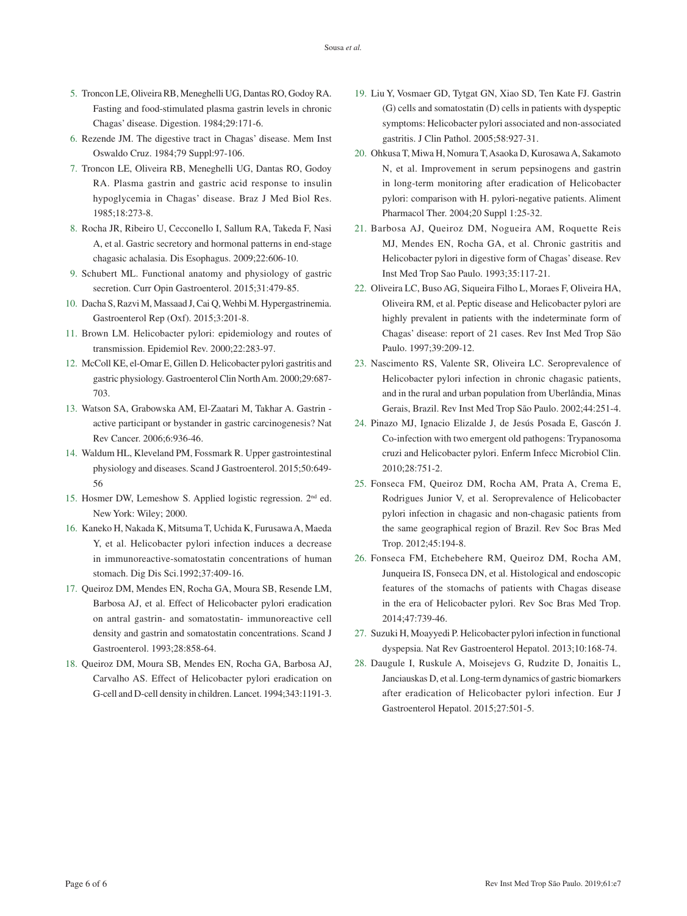5. Troncon LE, Oliveira RB, Meneghelli UG, Dantas RO, Godoy RA. Fasting and food-stimulated plasma gastrin levels in chronic Chagas' disease. Digestion. 1984;29:171-6.
6. Rezende JM. The digestive tract in Chagas' disease. Mem Inst Oswaldo Cruz. 1984;79 Suppl:97-106.
7. Troncon LE, Oliveira RB, Meneghelli UG, Dantas RO, Godoy RA. Plasma gastrin and gastric acid response to insulin hypoglycemia in Chagas' disease. Braz J Med Biol Res. 1985;18:273-8.
8. Rocha JR, Ribeiro U, Cecconello I, Sallum RA, Takeda F, Nasi A, et al. Gastric secretory and hormonal patterns in end-stage chagasic achalasia. Dis Esophagus. 2009;22:606-10.
9. Schubert ML. Functional anatomy and physiology of gastric secretion. Curr Opin Gastroenterol. 2015;31:479-85.
10. Dacha S, Razvi M, Massaad J, Cai Q, Wehbi M. Hypergastrinemia. Gastroenterol Rep (Oxf). 2015;3:201-8.
11. Brown LM. Helicobacter pylori: epidemiology and routes of transmission. Epidemiol Rev. 2000;22:283-97.
12. McColl KE, el-Omar E, Gillen D. Helicobacter pylori gastritis and gastric physiology. Gastroenterol Clin North Am. 2000;29:687-703.
13. Watson SA, Grabowska AM, El-Zaatari M, Takhar A. Gastrin - active participant or bystander in gastric carcinogenesis? Nat Rev Cancer. 2006;6:936-46.
14. Waldum HL, Kleveland PM, Fossmark R. Upper gastrointestinal physiology and diseases. Scand J Gastroenterol. 2015;50:649-56
15. Hosmer DW, Lemeshow S. Applied logistic regression. 2nd ed. New York: Wiley; 2000.
16. Kaneko H, Nakada K, Mitsuma T, Uchida K, Furusawa A, Maeda Y, et al. Helicobacter pylori infection induces a decrease in immunoreactive-somatostatin concentrations of human stomach. Dig Dis Sci.1992;37:409-16.
17. Queiroz DM, Mendes EN, Rocha GA, Moura SB, Resende LM, Barbosa AJ, et al. Effect of Helicobacter pylori eradication on antral gastrin- and somatostatin- immunoreactive cell density and gastrin and somatostatin concentrations. Scand J Gastroenterol. 1993;28:858-64.
18. Queiroz DM, Moura SB, Mendes EN, Rocha GA, Barbosa AJ, Carvalho AS. Effect of Helicobacter pylori eradication on G-cell and D-cell density in children. Lancet. 1994;343:1191-3.
19. Liu Y, Vosmaer GD, Tytgat GN, Xiao SD, Ten Kate FJ. Gastrin (G) cells and somatostatin (D) cells in patients with dyspeptic symptoms: Helicobacter pylori associated and non-associated gastritis. J Clin Pathol. 2005;58:927-31.
20. Ohkusa T, Miwa H, Nomura T, Asaoka D, Kurosawa A, Sakamoto N, et al. Improvement in serum pepsinogens and gastrin in long-term monitoring after eradication of Helicobacter pylori: comparison with H. pylori-negative patients. Aliment Pharmacol Ther. 2004;20 Suppl 1:25-32.
21. Barbosa AJ, Queiroz DM, Nogueira AM, Roquette Reis MJ, Mendes EN, Rocha GA, et al. Chronic gastritis and Helicobacter pylori in digestive form of Chagas' disease. Rev Inst Med Trop Sao Paulo. 1993;35:117-21.
22. Oliveira LC, Buso AG, Siqueira Filho L, Moraes F, Oliveira HA, Oliveira RM, et al. Peptic disease and Helicobacter pylori are highly prevalent in patients with the indeterminate form of Chagas' disease: report of 21 cases. Rev Inst Med Trop São Paulo. 1997;39:209-12.
23. Nascimento RS, Valente SR, Oliveira LC. Seroprevalence of Helicobacter pylori infection in chronic chagasic patients, and in the rural and urban population from Uberlândia, Minas Gerais, Brazil. Rev Inst Med Trop São Paulo. 2002;44:251-4.
24. Pinazo MJ, Ignacio Elizalde J, de Jesús Posada E, Gascón J. Co-infection with two emergent old pathogens: Trypanosoma cruzi and Helicobacter pylori. Enferm Infecc Microbiol Clin. 2010;28:751-2.
25. Fonseca FM, Queiroz DM, Rocha AM, Prata A, Crema E, Rodrigues Junior V, et al. Seroprevalence of Helicobacter pylori infection in chagasic and non-chagasic patients from the same geographical region of Brazil. Rev Soc Bras Med Trop. 2012;45:194-8.
26. Fonseca FM, Etchebehere RM, Queiroz DM, Rocha AM, Junqueira IS, Fonseca DN, et al. Histological and endoscopic features of the stomachs of patients with Chagas disease in the era of Helicobacter pylori. Rev Soc Bras Med Trop. 2014;47:739-46.
27. Suzuki H, Moayyedi P. Helicobacter pylori infection in functional dyspepsia. Nat Rev Gastroenterol Hepatol. 2013;10:168-74.
28. Daugule I, Ruskule A, Moisejevs G, Rudzite D, Jonaitis L, Janciauskas D, et al. Long-term dynamics of gastric biomarkers after eradication of Helicobacter pylori infection. Eur J Gastroenterol Hepatol. 2015;27:501-5.